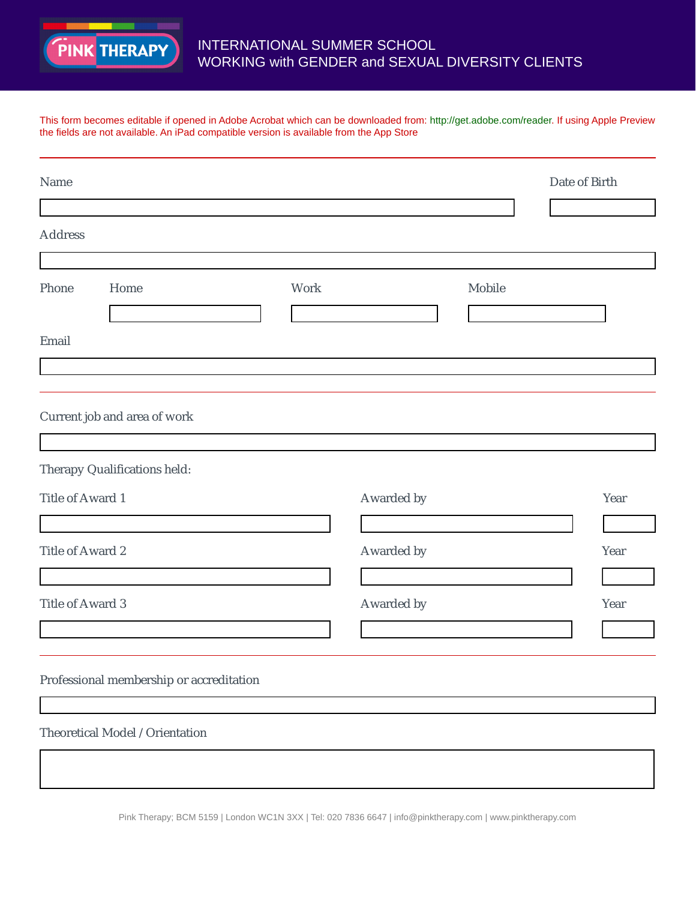PINK THERAPY

# INTERNATIONAL SUMMER SCHOOL
# WORKING with GENDER and SEXUAL DIVERSITY CLIENTS

This form becomes editable if opened in Adobe Acrobat which can be downloaded from: http://get.adobe.com/reader. If using Apple Preview the fields are not available. An iPad compatible version is available from the App Store

---

Name

Date of Birth

Address

Phone Home Work Mobile

Email

---

Current job and area of work

Therapy Qualifications held:

| Title of Award 1 | Awarded by | Year |
|---|---|---|
| | | |

| Title of Award 2 | Awarded by | Year |
|---|---|---|
| | | |

| Title of Award 3 | Awarded by | Year |
|---|---|---|
| | | |

---

Professional membership or accreditation

Theoretical Model / Orientation

Pink Therapy; BCM 5159 | London WC1N 3XX | Tel: 020 7836 6647 | info@pinktherapy.com | www.pinktherapy.com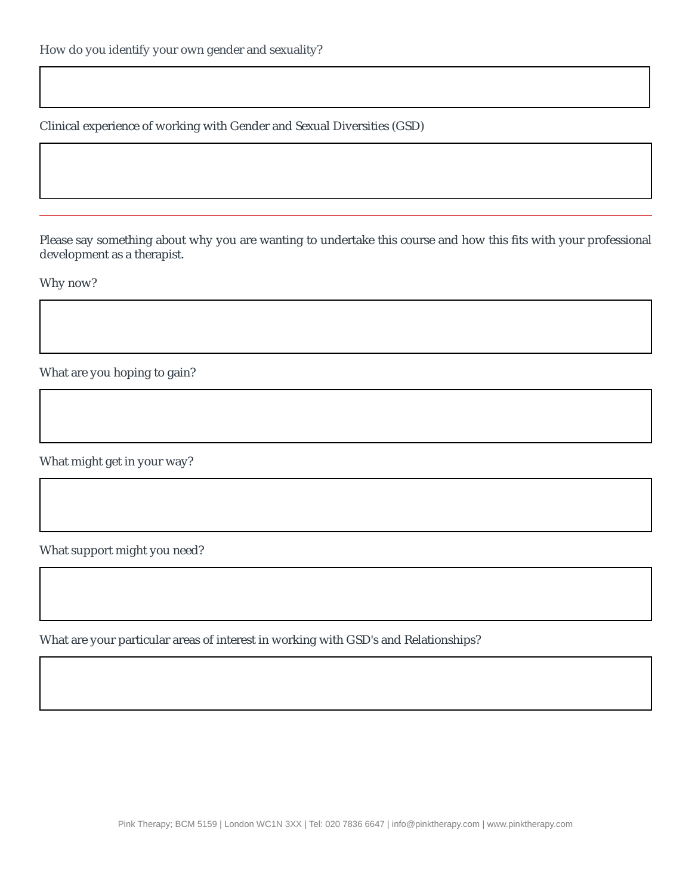How do you identify your own gender and sexuality?

Clinical experience of working with Gender and Sexual Diversities (GSD)

---

Please say something about why you are wanting to undertake this course and how this fits with your professional development as a therapist.

Why now?

What are you hoping to gain?

What might get in your way?

What support might you need?

What are your particular areas of interest in working with GSD's and Relationships?

Pink Therapy; BCM 5159 | London WC1N 3XX | Tel: 020 7836 6647 | info@pinktherapy.com | www.pinktherapy.com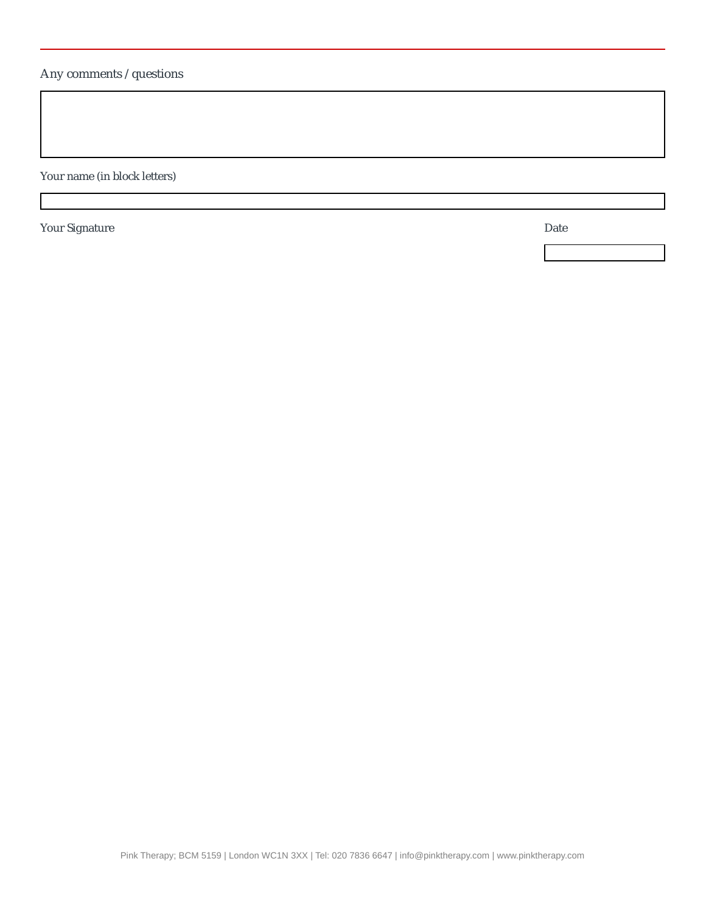Any comments / questions

Your name (in block letters)

Your Signature

Date

Pink Therapy; BCM 5159 | London WC1N 3XX | Tel: 020 7836 6647 | info@pinktherapy.com | www.pinktherapy.com